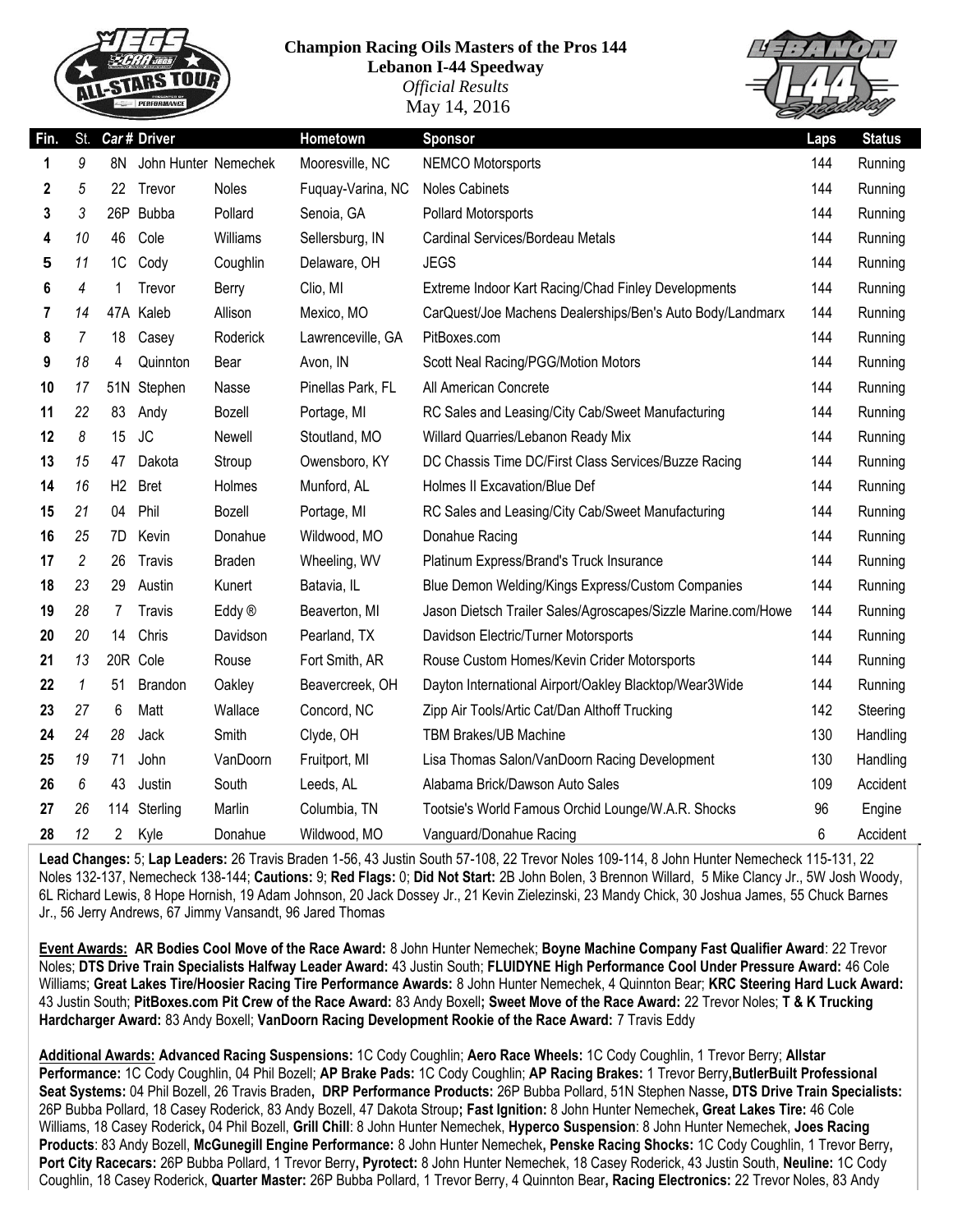**Champion Racing Oils Masters of the Pros 144**
**Lebanon I-44 Speedway**
*Official Results*
May 14, 2016

| Fin. | St. | Car # | Driver | | Hometown | Sponsor | Laps | Status |
|---|---|---|---|---|---|---|---|---|
| 1 | 9 | 8N | John Hunter | Nemechek | Mooresville, NC | NEMCO Motorsports | 144 | Running |
| 2 | 5 | 22 | Trevor | Noles | Fuquay-Varina, NC | Noles Cabinets | 144 | Running |
| 3 | 3 | 26P | Bubba | Pollard | Senoia, GA | Pollard Motorsports | 144 | Running |
| 4 | 10 | 46 | Cole | Williams | Sellersburg, IN | Cardinal Services/Bordeau Metals | 144 | Running |
| 5 | 11 | 1C | Cody | Coughlin | Delaware, OH | JEGS | 144 | Running |
| 6 | 4 | 1 | Trevor | Berry | Clio, MI | Extreme Indoor Kart Racing/Chad Finley Developments | 144 | Running |
| 7 | 14 | 47A | Kaleb | Allison | Mexico, MO | CarQuest/Joe Machens Dealerships/Ben's Auto Body/Landmarx | 144 | Running |
| 8 | 7 | 18 | Casey | Roderick | Lawrenceville, GA | PitBoxes.com | 144 | Running |
| 9 | 18 | 4 | Quinnton | Bear | Avon, IN | Scott Neal Racing/PGG/Motion Motors | 144 | Running |
| 10 | 17 | 51N | Stephen | Nasse | Pinellas Park, FL | All American Concrete | 144 | Running |
| 11 | 22 | 83 | Andy | Bozell | Portage, MI | RC Sales and Leasing/City Cab/Sweet Manufacturing | 144 | Running |
| 12 | 8 | 15 | JC | Newell | Stoutland, MO | Willard Quarries/Lebanon Ready Mix | 144 | Running |
| 13 | 15 | 47 | Dakota | Stroup | Owensboro, KY | DC Chassis Time DC/First Class Services/Buzze Racing | 144 | Running |
| 14 | 16 | H2 | Bret | Holmes | Munford, AL | Holmes II Excavation/Blue Def | 144 | Running |
| 15 | 21 | 04 | Phil | Bozell | Portage, MI | RC Sales and Leasing/City Cab/Sweet Manufacturing | 144 | Running |
| 16 | 25 | 7D | Kevin | Donahue | Wildwood, MO | Donahue Racing | 144 | Running |
| 17 | 2 | 26 | Travis | Braden | Wheeling, WV | Platinum Express/Brand's Truck Insurance | 144 | Running |
| 18 | 23 | 29 | Austin | Kunert | Batavia, IL | Blue Demon Welding/Kings Express/Custom Companies | 144 | Running |
| 19 | 28 | 7 | Travis | Eddy ® | Beaverton, MI | Jason Dietsch Trailer Sales/Agroscapes/Sizzle Marine.com/Howe | 144 | Running |
| 20 | 20 | 14 | Chris | Davidson | Pearland, TX | Davidson Electric/Turner Motorsports | 144 | Running |
| 21 | 13 | 20R | Cole | Rouse | Fort Smith, AR | Rouse Custom Homes/Kevin Crider Motorsports | 144 | Running |
| 22 | 1 | 51 | Brandon | Oakley | Beavercreek, OH | Dayton International Airport/Oakley Blacktop/Wear3Wide | 144 | Running |
| 23 | 27 | 6 | Matt | Wallace | Concord, NC | Zipp Air Tools/Artic Cat/Dan Althoff Trucking | 142 | Steering |
| 24 | 24 | 28 | Jack | Smith | Clyde, OH | TBM Brakes/UB Machine | 130 | Handling |
| 25 | 19 | 71 | John | VanDoorn | Fruitport, MI | Lisa Thomas Salon/VanDoorn Racing Development | 130 | Handling |
| 26 | 6 | 43 | Justin | South | Leeds, AL | Alabama Brick/Dawson Auto Sales | 109 | Accident |
| 27 | 26 | 114 | Sterling | Marlin | Columbia, TN | Tootsie's World Famous Orchid Lounge/W.A.R. Shocks | 96 | Engine |
| 28 | 12 | 2 | Kyle | Donahue | Wildwood, MO | Vanguard/Donahue Racing | 6 | Accident |

**Lead Changes:** 5; **Lap Leaders:** 26 Travis Braden 1-56, 43 Justin South 57-108, 22 Trevor Noles 109-114, 8 John Hunter Nemecheck 115-131, 22 Noles 132-137, Nemecheck 138-144; **Cautions:** 9; **Red Flags:** 0; **Did Not Start:** 2B John Bolen, 3 Brennon Willard, 5 Mike Clancy Jr., 5W Josh Woody, 6L Richard Lewis, 8 Hope Hornish, 19 Adam Johnson, 20 Jack Dossey Jr., 21 Kevin Zielezinski, 23 Mandy Chick, 30 Joshua James, 55 Chuck Barnes Jr., 56 Jerry Andrews, 67 Jimmy Vansandt, 96 Jared Thomas

**Event Awards: AR Bodies Cool Move of the Race Award:** 8 John Hunter Nemechek; **Boyne Machine Company Fast Qualifier Award**: 22 Trevor Noles; **DTS Drive Train Specialists Halfway Leader Award:** 43 Justin South; **FLUIDYNE High Performance Cool Under Pressure Award:** 46 Cole Williams; **Great Lakes Tire/Hoosier Racing Tire Performance Awards:** 8 John Hunter Nemechek, 4 Quinnton Bear; **KRC Steering Hard Luck Award:** 43 Justin South; **PitBoxes.com Pit Crew of the Race Award:** 83 Andy Boxell**; Sweet Move of the Race Award:** 22 Trevor Noles; **T & K Trucking Hardcharger Award:** 83 Andy Boxell; **VanDoorn Racing Development Rookie of the Race Award:** 7 Travis Eddy

**Additional Awards: Advanced Racing Suspensions:** 1C Cody Coughlin; **Aero Race Wheels:** 1C Cody Coughlin, 1 Trevor Berry; **Allstar Performance:** 1C Cody Coughlin, 04 Phil Bozell; **AP Brake Pads:** 1C Cody Coughlin; **AP Racing Brakes:** 1 Trevor Berry**, ButlerBuilt Professional Seat Systems:** 04 Phil Bozell, 26 Travis Braden**, DRP Performance Products:** 26P Bubba Pollard, 51N Stephen Nasse**, DTS Drive Train Specialists:** 26P Bubba Pollard, 18 Casey Roderick, 83 Andy Bozell, 47 Dakota Stroup**; Fast Ignition:** 8 John Hunter Nemechek**, Great Lakes Tire:** 46 Cole Williams, 18 Casey Roderick**,** 04 Phil Bozell, **Grill Chill**: 8 John Hunter Nemechek, **Hyperco Suspension**: 8 John Hunter Nemechek, **Joes Racing Products**: 83 Andy Bozell, **McGunegill Engine Performance:** 8 John Hunter Nemechek**, Penske Racing Shocks:** 1C Cody Coughlin, 1 Trevor Berry**, Port City Racecars:** 26P Bubba Pollard, 1 Trevor Berry**, Pyrotect:** 8 John Hunter Nemechek, 18 Casey Roderick, 43 Justin South, **Neuline:** 1C Cody Coughlin, 18 Casey Roderick, **Quarter Master:** 26P Bubba Pollard, 1 Trevor Berry, 4 Quinnton Bear**, Racing Electronics:** 22 Trevor Noles, 83 Andy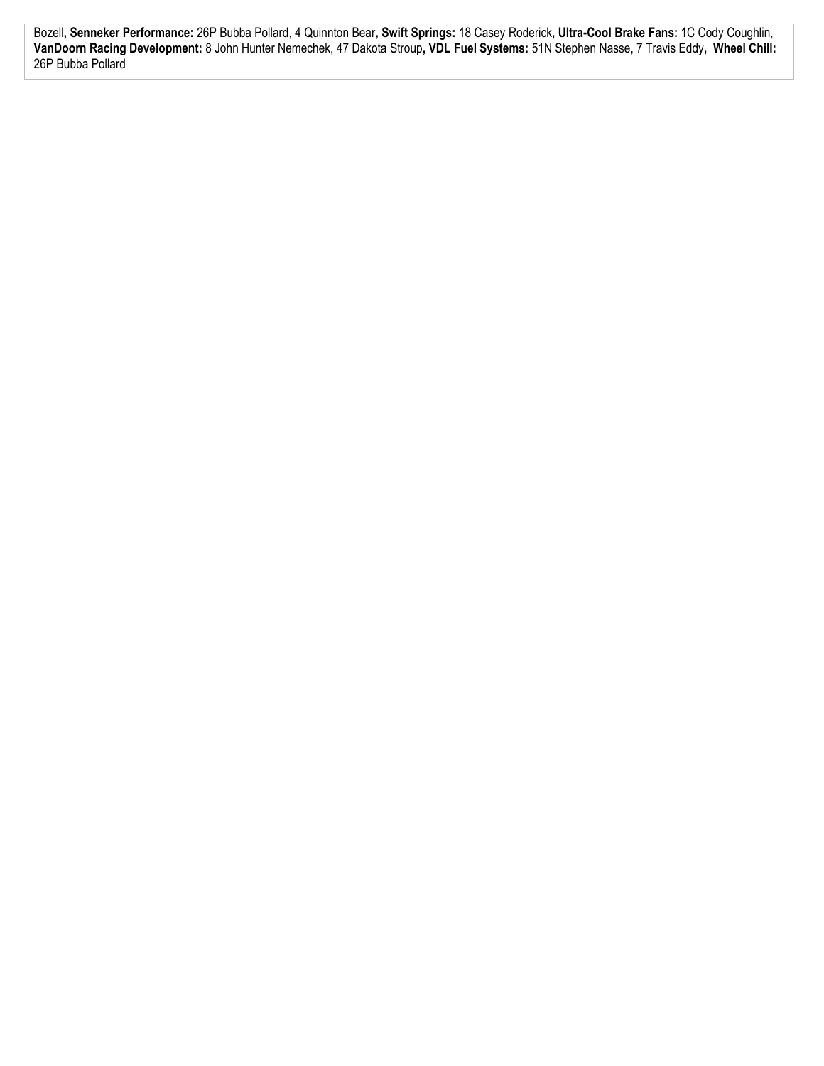Bozell, **Senneker Performance:** 26P Bubba Pollard, 4 Quinnton Bear, **Swift Springs:** 18 Casey Roderick, **Ultra-Cool Brake Fans:** 1C Cody Coughlin, **VanDoorn Racing Development:** 8 John Hunter Nemechek, 47 Dakota Stroup, **VDL Fuel Systems:** 51N Stephen Nasse, 7 Travis Eddy, **Wheel Chill:** 26P Bubba Pollard